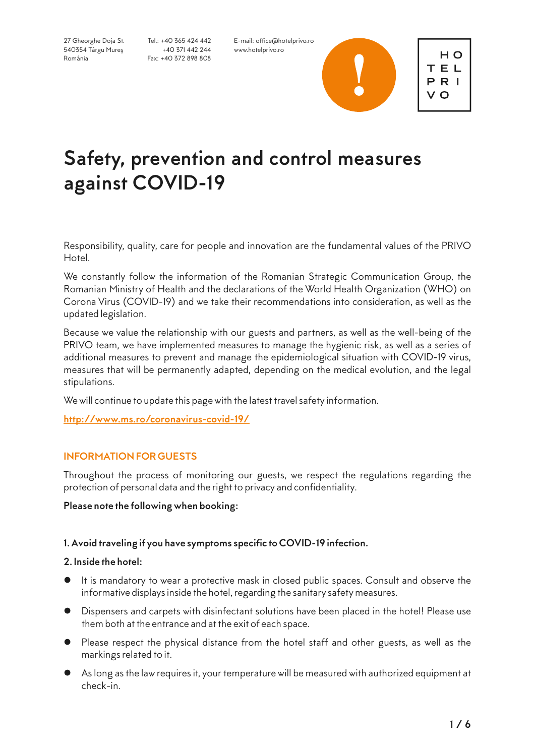27 Gheorghe Doja St.
540354 Târgu Mureş
România

Tel.: +40 365 424 442
+40 371 442 244
Fax: +40 372 898 808

E-mail: office@hotelprivo.ro
www.hotelprivo.ro

HOTEL PRIVO

# Safety, prevention and control measures against COVID-19

Responsibility, quality, care for people and innovation are the fundamental values of the PRIVO Hotel.

We constantly follow the information of the Romanian Strategic Communication Group, the Romanian Ministry of Health and the declarations of the World Health Organization (WHO) on Corona Virus (COVID-19) and we take their recommendations into consideration, as well as the updated legislation.

Because we value the relationship with our guests and partners, as well as the well-being of the PRIVO team, we have implemented measures to manage the hygienic risk, as well as a series of additional measures to prevent and manage the epidemiological situation with COVID-19 virus, measures that will be permanently adapted, depending on the medical evolution, and the legal stipulations.

We will continue to update this page with the latest travel safety information.

http://www.ms.ro/coronavirus-covid-19/

## INFORMATION FOR GUESTS

Throughout the process of monitoring our guests, we respect the regulations regarding the protection of personal data and the right to privacy and confidentiality.

**Please note the following when booking:**

**1. Avoid traveling if you have symptoms specific to COVID-19 infection.**

**2. Inside the hotel:**

- It is mandatory to wear a protective mask in closed public spaces. Consult and observe the informative displays inside the hotel, regarding the sanitary safety measures.
- Dispensers and carpets with disinfectant solutions have been placed in the hotel! Please use them both at the entrance and at the exit of each space.
- Please respect the physical distance from the hotel staff and other guests, as well as the markings related to it.
- As long as the law requires it, your temperature will be measured with authorized equipment at check-in.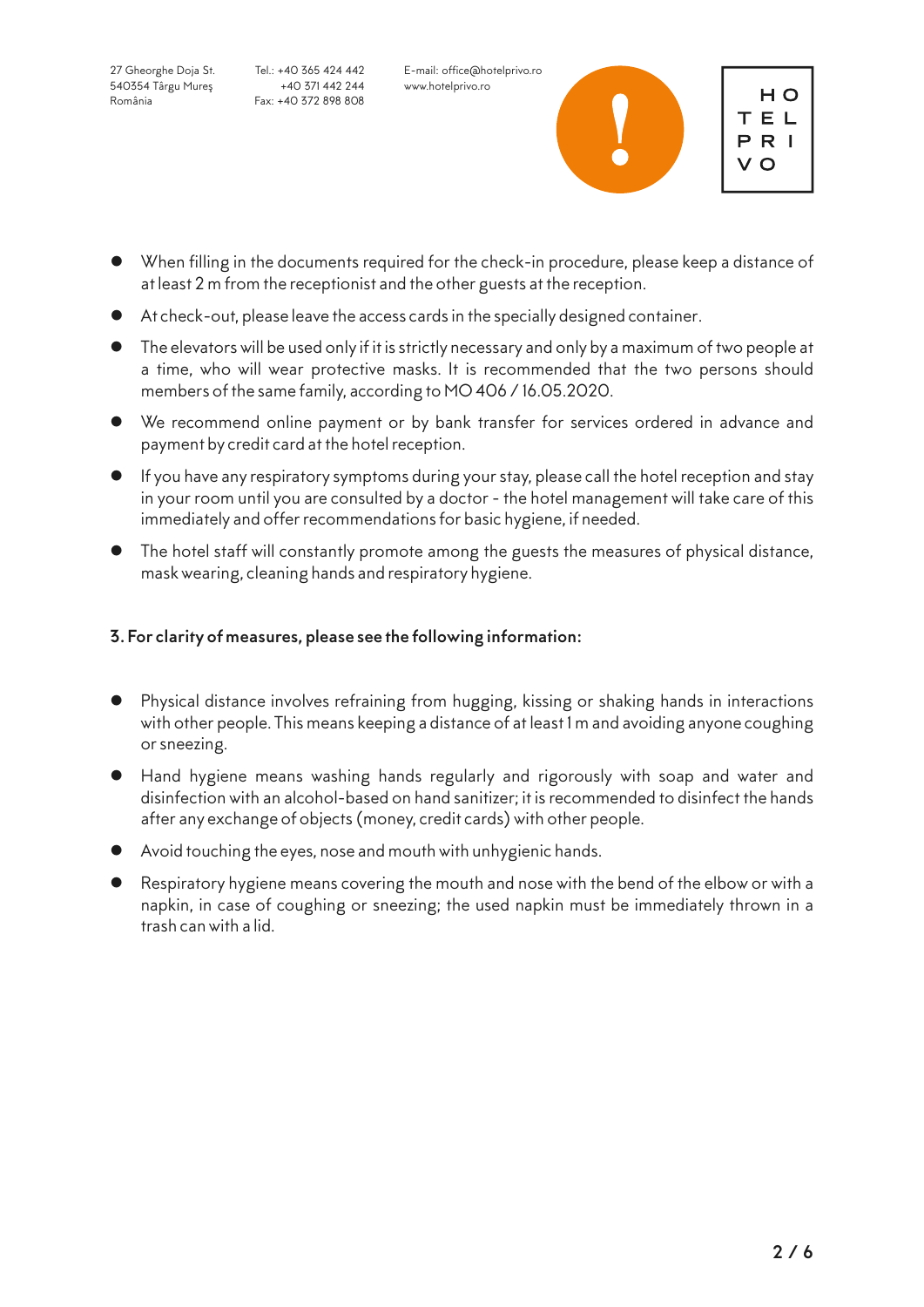- When filling in the documents required for the check-in procedure, please keep a distance of at least 2 m from the receptionist and the other guests at the reception.
- At check-out, please leave the access cards in the specially designed container.
- The elevators will be used only if it is strictly necessary and only by a maximum of two people at a time, who will wear protective masks. It is recommended that the two persons should members of the same family, according to MO 406 / 16.05.2020.
- We recommend online payment or by bank transfer for services ordered in advance and payment by credit card at the hotel reception.
- If you have any respiratory symptoms during your stay, please call the hotel reception and stay in your room until you are consulted by a doctor - the hotel management will take care of this immediately and offer recommendations for basic hygiene, if needed.
- The hotel staff will constantly promote among the guests the measures of physical distance, mask wearing, cleaning hands and respiratory hygiene.

**3. For clarity of measures, please see the following information:**

- Physical distance involves refraining from hugging, kissing or shaking hands in interactions with other people. This means keeping a distance of at least 1 m and avoiding anyone coughing or sneezing.
- Hand hygiene means washing hands regularly and rigorously with soap and water and disinfection with an alcohol-based on hand sanitizer; it is recommended to disinfect the hands after any exchange of objects (money, credit cards) with other people.
- Avoid touching the eyes, nose and mouth with unhygienic hands.
- Respiratory hygiene means covering the mouth and nose with the bend of the elbow or with a napkin, in case of coughing or sneezing; the used napkin must be immediately thrown in a trash can with a lid.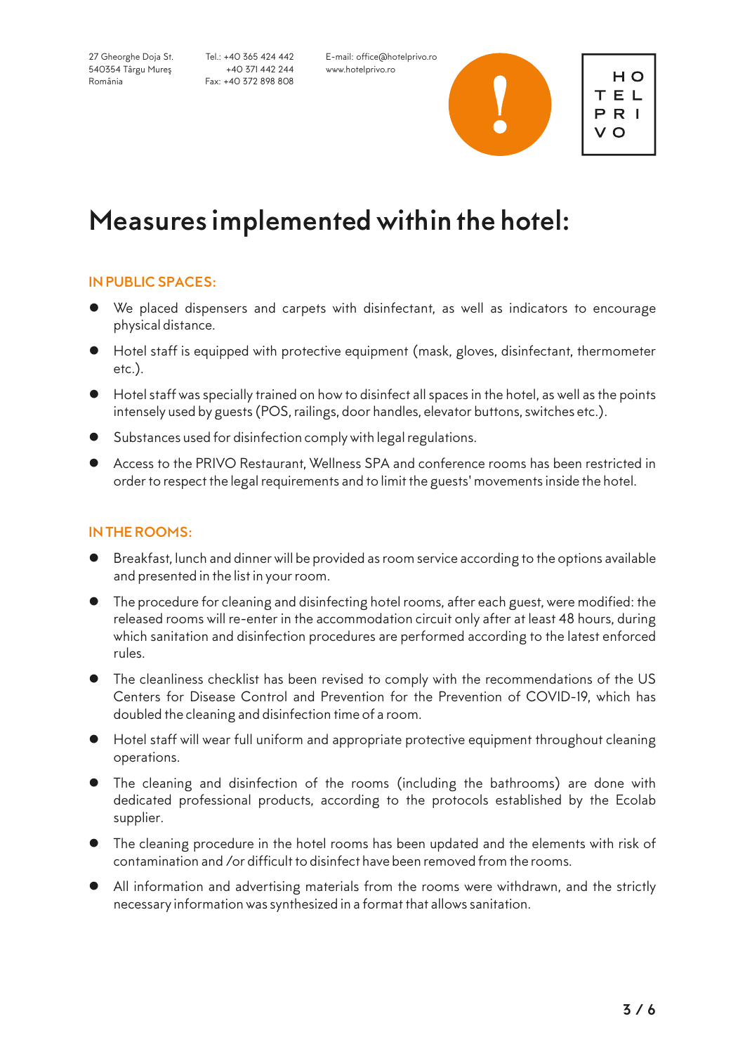27 Gheorghe Doja St.
540354 Târgu Mureș
România

Tel.: +40 365 424 442
+40 371 442 244
Fax: +40 372 898 808

E-mail: office@hotelprivo.ro
www.hotelprivo.ro

# Measures implemented within the hotel:

## IN PUBLIC SPACES:

- We placed dispensers and carpets with disinfectant, as well as indicators to encourage physical distance.
- Hotel staff is equipped with protective equipment (mask, gloves, disinfectant, thermometer etc.).
- Hotel staff was specially trained on how to disinfect all spaces in the hotel, as well as the points intensely used by guests (POS, railings, door handles, elevator buttons, switches etc.).
- Substances used for disinfection comply with legal regulations.
- Access to the PRIVO Restaurant, Wellness SPA and conference rooms has been restricted in order to respect the legal requirements and to limit the guests' movements inside the hotel.

## IN THE ROOMS:

- Breakfast, lunch and dinner will be provided as room service according to the options available and presented in the list in your room.
- The procedure for cleaning and disinfecting hotel rooms, after each guest, were modified: the released rooms will re-enter in the accommodation circuit only after at least 48 hours, during which sanitation and disinfection procedures are performed according to the latest enforced rules.
- The cleanliness checklist has been revised to comply with the recommendations of the US Centers for Disease Control and Prevention for the Prevention of COVID-19, which has doubled the cleaning and disinfection time of a room.
- Hotel staff will wear full uniform and appropriate protective equipment throughout cleaning operations.
- The cleaning and disinfection of the rooms (including the bathrooms) are done with dedicated professional products, according to the protocols established by the Ecolab supplier.
- The cleaning procedure in the hotel rooms has been updated and the elements with risk of contamination and /or difficult to disinfect have been removed from the rooms.
- All information and advertising materials from the rooms were withdrawn, and the strictly necessary information was synthesized in a format that allows sanitation.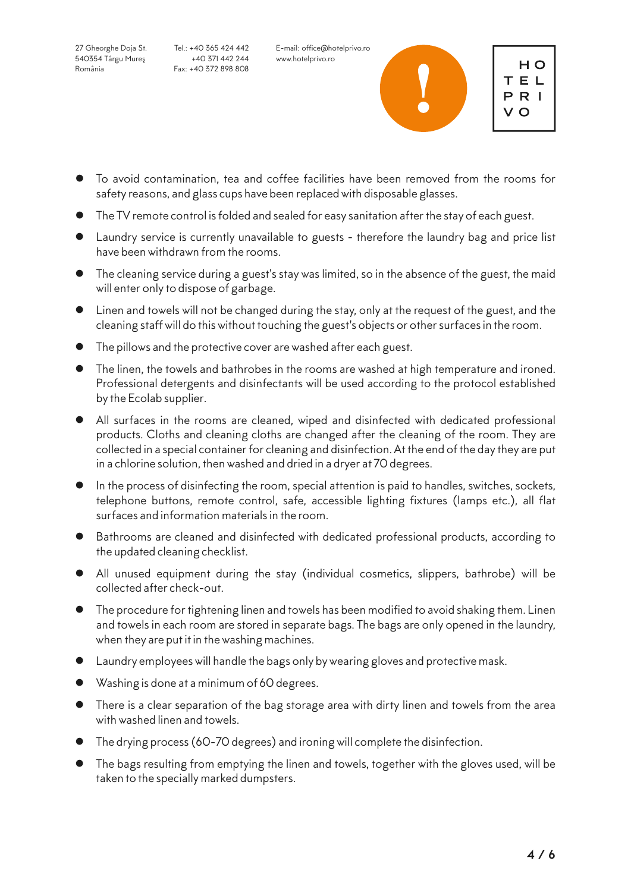- To avoid contamination, tea and coffee facilities have been removed from the rooms for safety reasons, and glass cups have been replaced with disposable glasses.
- The TV remote control is folded and sealed for easy sanitation after the stay of each guest.
- Laundry service is currently unavailable to guests - therefore the laundry bag and price list have been withdrawn from the rooms.
- The cleaning service during a guest's stay was limited, so in the absence of the guest, the maid will enter only to dispose of garbage.
- Linen and towels will not be changed during the stay, only at the request of the guest, and the cleaning staff will do this without touching the guest's objects or other surfaces in the room.
- The pillows and the protective cover are washed after each guest.
- The linen, the towels and bathrobes in the rooms are washed at high temperature and ironed. Professional detergents and disinfectants will be used according to the protocol established by the Ecolab supplier.
- All surfaces in the rooms are cleaned, wiped and disinfected with dedicated professional products. Cloths and cleaning cloths are changed after the cleaning of the room. They are collected in a special container for cleaning and disinfection. At the end of the day they are put in a chlorine solution, then washed and dried in a dryer at 70 degrees.
- In the process of disinfecting the room, special attention is paid to handles, switches, sockets, telephone buttons, remote control, safe, accessible lighting fixtures (lamps etc.), all flat surfaces and information materials in the room.
- Bathrooms are cleaned and disinfected with dedicated professional products, according to the updated cleaning checklist.
- All unused equipment during the stay (individual cosmetics, slippers, bathrobe) will be collected after check-out.
- The procedure for tightening linen and towels has been modified to avoid shaking them. Linen and towels in each room are stored in separate bags. The bags are only opened in the laundry, when they are put it in the washing machines.
- Laundry employees will handle the bags only by wearing gloves and protective mask.
- Washing is done at a minimum of 60 degrees.
- There is a clear separation of the bag storage area with dirty linen and towels from the area with washed linen and towels.
- The drying process (60-70 degrees) and ironing will complete the disinfection.
- The bags resulting from emptying the linen and towels, together with the gloves used, will be taken to the specially marked dumpsters.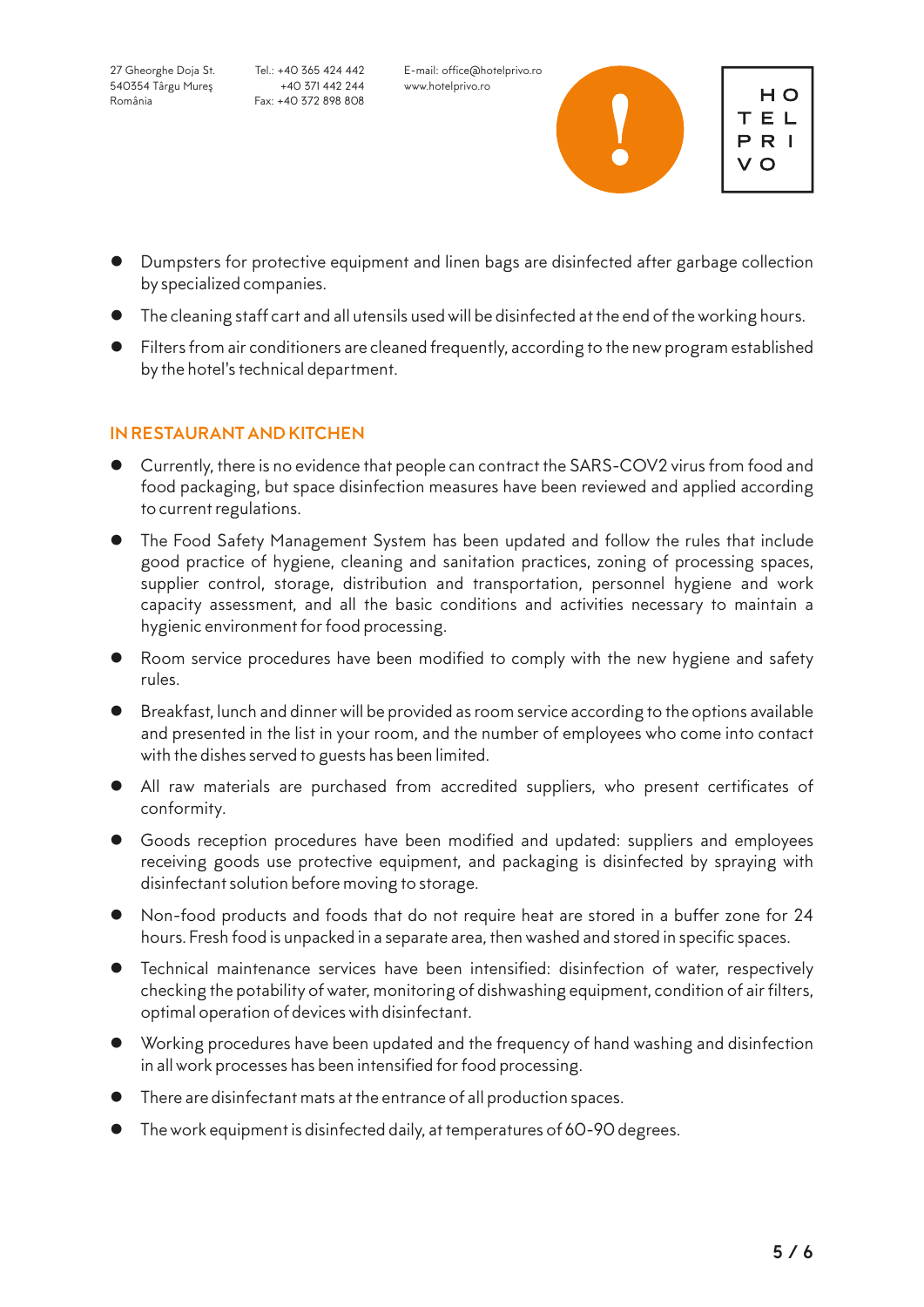- Dumpsters for protective equipment and linen bags are disinfected after garbage collection by specialized companies.
- The cleaning staff cart and all utensils used will be disinfected at the end of the working hours.
- Filters from air conditioners are cleaned frequently, according to the new program established by the hotel's technical department.

## IN RESTAURANT AND KITCHEN

- Currently, there is no evidence that people can contract the SARS-COV2 virus from food and food packaging, but space disinfection measures have been reviewed and applied according to current regulations.
- The Food Safety Management System has been updated and follow the rules that include good practice of hygiene, cleaning and sanitation practices, zoning of processing spaces, supplier control, storage, distribution and transportation, personnel hygiene and work capacity assessment, and all the basic conditions and activities necessary to maintain a hygienic environment for food processing.
- Room service procedures have been modified to comply with the new hygiene and safety rules.
- Breakfast, lunch and dinner will be provided as room service according to the options available and presented in the list in your room, and the number of employees who come into contact with the dishes served to guests has been limited.
- All raw materials are purchased from accredited suppliers, who present certificates of conformity.
- Goods reception procedures have been modified and updated: suppliers and employees receiving goods use protective equipment, and packaging is disinfected by spraying with disinfectant solution before moving to storage.
- Non-food products and foods that do not require heat are stored in a buffer zone for 24 hours. Fresh food is unpacked in a separate area, then washed and stored in specific spaces.
- Technical maintenance services have been intensified: disinfection of water, respectively checking the potability of water, monitoring of dishwashing equipment, condition of air filters, optimal operation of devices with disinfectant.
- Working procedures have been updated and the frequency of hand washing and disinfection in all work processes has been intensified for food processing.
- There are disinfectant mats at the entrance of all production spaces.
- The work equipment is disinfected daily, at temperatures of 60-90 degrees.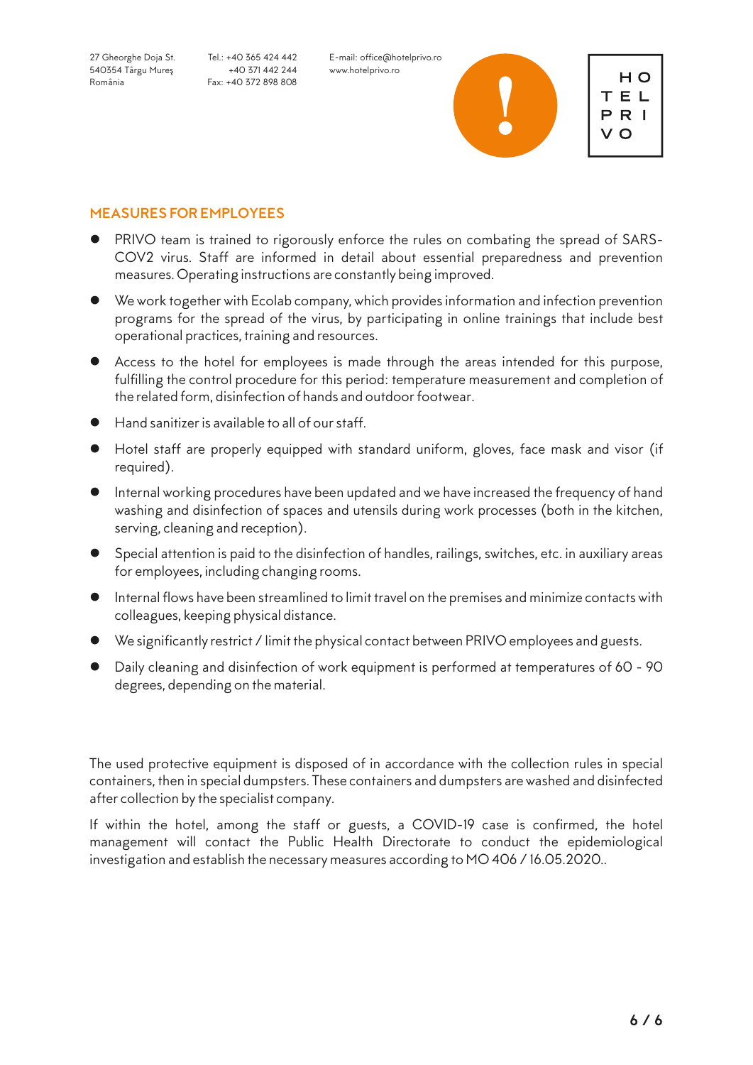## MEASURES FOR EMPLOYEES

- PRIVO team is trained to rigorously enforce the rules on combating the spread of SARS-COV2 virus. Staff are informed in detail about essential preparedness and prevention measures. Operating instructions are constantly being improved.
- We work together with Ecolab company, which provides information and infection prevention programs for the spread of the virus, by participating in online trainings that include best operational practices, training and resources.
- Access to the hotel for employees is made through the areas intended for this purpose, fulfilling the control procedure for this period: temperature measurement and completion of the related form, disinfection of hands and outdoor footwear.
- Hand sanitizer is available to all of our staff.
- Hotel staff are properly equipped with standard uniform, gloves, face mask and visor (if required).
- Internal working procedures have been updated and we have increased the frequency of hand washing and disinfection of spaces and utensils during work processes (both in the kitchen, serving, cleaning and reception).
- Special attention is paid to the disinfection of handles, railings, switches, etc. in auxiliary areas for employees, including changing rooms.
- Internal flows have been streamlined to limit travel on the premises and minimize contacts with colleagues, keeping physical distance.
- We significantly restrict / limit the physical contact between PRIVO employees and guests.
- Daily cleaning and disinfection of work equipment is performed at temperatures of 60 - 90 degrees, depending on the material.

The used protective equipment is disposed of in accordance with the collection rules in special containers, then in special dumpsters. These containers and dumpsters are washed and disinfected after collection by the specialist company.

If within the hotel, among the staff or guests, a COVID-19 case is confirmed, the hotel management will contact the Public Health Directorate to conduct the epidemiological investigation and establish the necessary measures according to MO 406 / 16.05.2020..